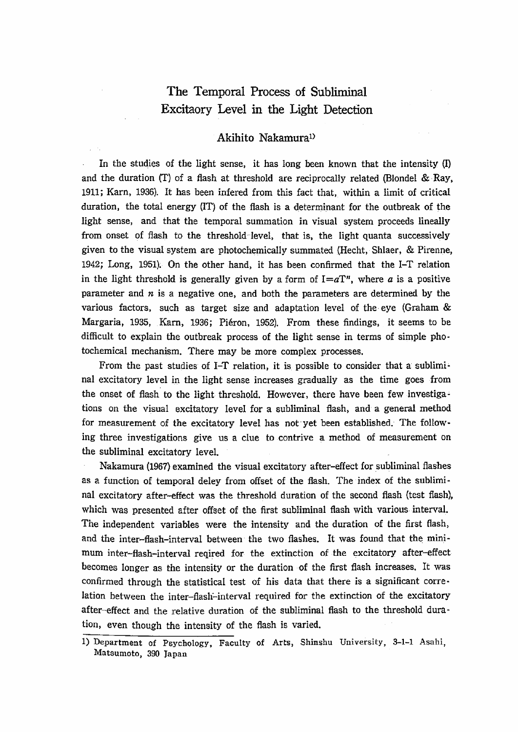// Title
# The Temporal Process of Subliminal Excitaory Level in the Light Detection

Akihito Nakamura[1)]

In the studies of the light sense, it has long been known that the intensity (I) and the duration (T) of a flash at threshold are reciprocally related (Blondel & Ray, 1911; Karn, 1936). It has been infered from this fact that, within a limit of critical duration, the total energy (IT) of the flash is a determinant for the outbreak of the light sense, and that the temporal summation in visual system proceeds lineally from onset of flash to the threshold level, that is, the light quanta successively given to the visual system are photochemically summated (Hecht, Shlaer, & Pirenne, 1942; Long, 1951). On the other hand, it has been confirmed that the I-T relation in the light threshold is generally given by a form of $I=aT^n$, where $a$ is a positive parameter and $n$ is a negative one, and both the parameters are determined by the various factors, such as target size and adaptation level of the eye (Graham & Margaria, 1935, Karn, 1936; Piéron, 1952). From these findings, it seems to be difficult to explain the outbreak process of the light sense in terms of simple photochemical mechanism. There may be more complex processes.

From the past studies of I-T relation, it is possible to consider that a subliminal excitatory level in the light sense increases gradually as the time goes from the onset of flash to the light threshold. However, there have been few investigations on the visual excitatory level for a subliminal flash, and a general method for measurement of the excitatory level has not yet been established. The following three investigations give us a clue to contrive a method of measurement on the subliminal excitatory level.

Nakamura (1967) examined the visual excitatory after-effect for subliminal flashes as a function of temporal deley from offset of the flash. The index of the subliminal excitatory after-effect was the threshold duration of the second flash (test flash), which was presented after offset of the first subliminal flash with various interval. The independent variables were the intensity and the duration of the first flash, and the inter-flash-interval between the two flashes. It was found that the minimum inter-flash-interval reqired for the extinction of the excitatory after-effect becomes longer as the intensity or the duration of the first flash increases. It was confirmed through the statistical test of his data that there is a significant correlation between the inter-flash-interval required for the extinction of the excitatory after-effect and the relative duration of the subliminal flash to the threshold duration, even though the intensity of the flash is varied.

1) Department of Psychology, Faculty of Arts, Shinshu University, 3-1-1 Asahi, Matsumoto, 390 Japan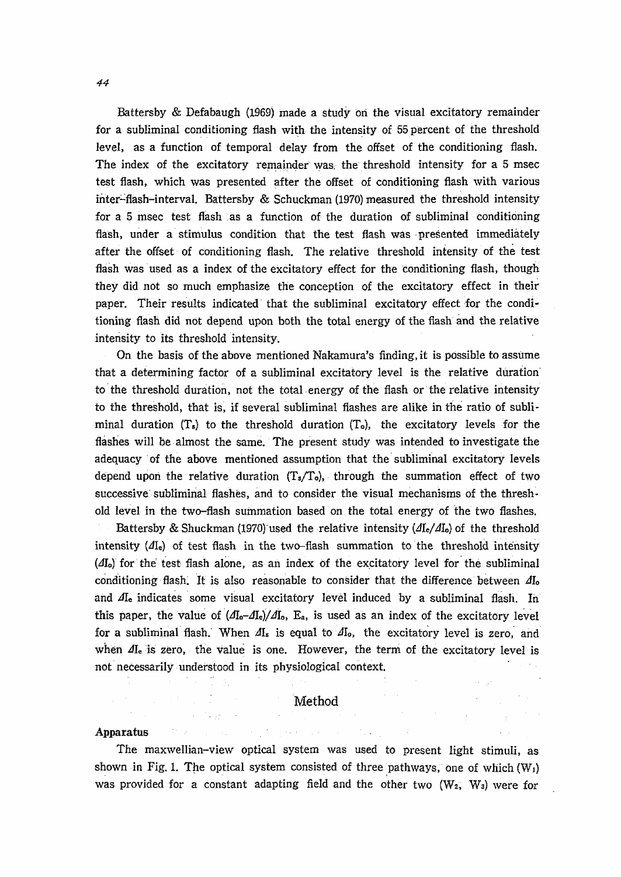Battersby & Defabaugh (1969) made a study on the visual excitatory remainder for a subliminal conditioning flash with the intensity of 55 percent of the threshold level, as a function of temporal delay from the offset of the conditioning flash. The index of the excitatory remainder was the threshold intensity for a 5 msec test flash, which was presented after the offset of conditioning flash with various inter-flash-interval. Battersby & Schuckman (1970) measured the threshold intensity for a 5 msec test flash as a function of the duration of subliminal conditioning flash, under a stimulus condition that the test flash was presented immediately after the offset of conditioning flash. The relative threshold intensity of the test flash was used as a index of the excitatory effect for the conditioning flash, though they did not so much emphasize the conception of the excitatory effect in their paper. Their results indicated that the subliminal excitatory effect for the conditioning flash did not depend upon both the total energy of the flash and the relative intensity to its threshold intensity.

On the basis of the above mentioned Nakamura's finding, it is possible to assume that a determining factor of a subliminal excitatory level is the relative duration to the threshold duration, not the total energy of the flash or the relative intensity to the threshold, that is, if several subliminal flashes are alike in the ratio of subliminal duration ($T_s$) to the threshold duration ($T_o$), the excitatory levels for the flashes will be almost the same. The present study was intended to investigate the adequacy of the above mentioned assumption that the subliminal excitatory levels depend upon the relative duration ($T_s/T_o$), through the summation effect of two successive subliminal flashes, and to consider the visual mechanisms of the threshold level in the two-flash summation based on the total energy of the two flashes.

Battersby & Shuckman (1970) used the relative intensity ($\Delta I_c/\Delta I_o$) of the threshold intensity ($\Delta I_c$) of test flash in the two-flash summation to the threshold intensity ($\Delta I_o$) for the test flash alone, as an index of the excitatory level for the subliminal conditioning flash. It is also reasonable to consider that the difference between $\Delta I_o$ and $\Delta I_c$ indicates some visual excitatory level induced by a subliminal flash. In this paper, the value of $(\Delta I_o - \Delta I_c)/\Delta I_o$, $E_a$, is used as an index of the excitatory level for a subliminal flash. When $\Delta I_s$ is equal to $\Delta I_o$, the excitatory level is zero, and when $\Delta I_c$ is zero, the value is one. However, the term of the excitatory level is not necessarily understood in its physiological context.

## Method

**Apparatus**

The maxwellian-view optical system was used to present light stimuli, as shown in Fig. 1. The optical system consisted of three pathways, one of which ($W_1$) was provided for a constant adapting field and the other two ($W_2$, $W_3$) were for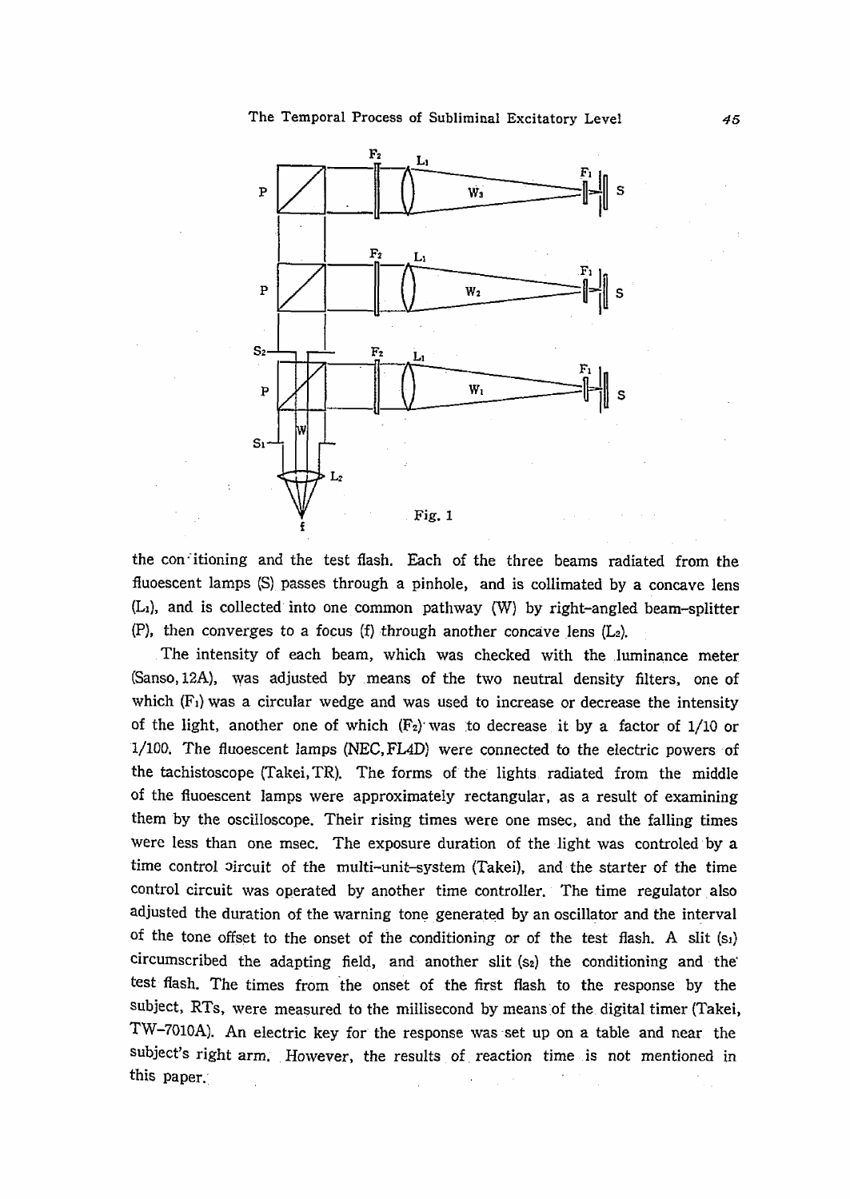Fig. 1

the con·itioning and the test flash. Each of the three beams radiated from the fluoescent lamps (S) passes through a pinhole, and is collimated by a concave lens ($L_1$), and is collected into one common pathway (W) by right-angled beam-splitter (P), then converges to a focus (f) through another concave lens ($L_2$).

The intensity of each beam, which was checked with the luminance meter (Sanso, 12A), was adjusted by means of the two neutral density filters, one of which ($F_1$) was a circular wedge and was used to increase or decrease the intensity of the light, another one of which ($F_2$) was to decrease it by a factor of 1/10 or 1/100. The fluoescent lamps (NEC, FL4D) were connected to the electric powers of the tachistoscope (Takei, TR). The forms of the lights radiated from the middle of the fluoescent lamps were approximately rectangular, as a result of examining them by the oscilloscope. Their rising times were one msec, and the falling times were less than one msec. The exposure duration of the light was controled by a time control circuit of the multi-unit-system (Takei), and the starter of the time control circuit was operated by another time controller. The time regulator also adjusted the duration of the warning tone generated by an oscillator and the interval of the tone offset to the onset of the conditioning or of the test flash. A slit ($s_1$) circumscribed the adapting field, and another slit ($s_2$) the conditioning and the test flash. The times from the onset of the first flash to the response by the subject, RTs, were measured to the millisecond by means of the digital timer (Takei, TW-7010A). An electric key for the response was set up on a table and near the subject's right arm. However, the results of reaction time is not mentioned in this paper.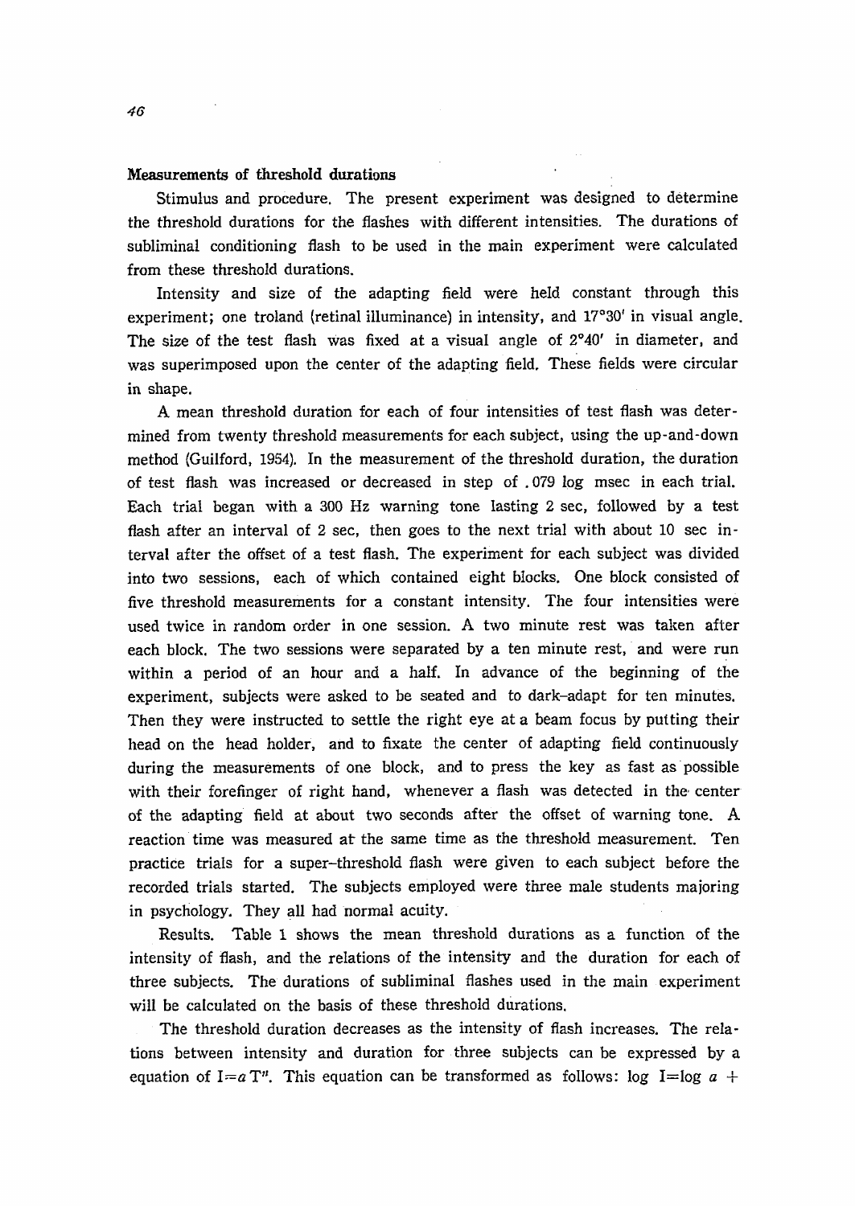**Measurements of threshold durations**

Stimulus and procedure. The present experiment was designed to determine the threshold durations for the flashes with different intensities. The durations of subliminal conditioning flash to be used in the main experiment were calculated from these threshold durations.

Intensity and size of the adapting field were held constant through this experiment; one troland (retinal illuminance) in intensity, and 17°30′ in visual angle. The size of the test flash was fixed at a visual angle of 2°40′ in diameter, and was superimposed upon the center of the adapting field. These fields were circular in shape.

A mean threshold duration for each of four intensities of test flash was determined from twenty threshold measurements for each subject, using the up-and-down method (Guilford, 1954). In the measurement of the threshold duration, the duration of test flash was increased or decreased in step of .079 log msec in each trial. Each trial began with a 300 Hz warning tone lasting 2 sec, followed by a test flash after an interval of 2 sec, then goes to the next trial with about 10 sec interval after the offset of a test flash. The experiment for each subject was divided into two sessions, each of which contained eight blocks. One block consisted of five threshold measurements for a constant intensity. The four intensities were used twice in random order in one session. A two minute rest was taken after each block. The two sessions were separated by a ten minute rest, and were run within a period of an hour and a half. In advance of the beginning of the experiment, subjects were asked to be seated and to dark-adapt for ten minutes. Then they were instructed to settle the right eye at a beam focus by putting their head on the head holder, and to fixate the center of adapting field continuously during the measurements of one block, and to press the key as fast as possible with their forefinger of right hand, whenever a flash was detected in the center of the adapting field at about two seconds after the offset of warning tone. A reaction time was measured at the same time as the threshold measurement. Ten practice trials for a super-threshold flash were given to each subject before the recorded trials started. The subjects employed were three male students majoring in psychology. They all had normal acuity.

Results. Table 1 shows the mean threshold durations as a function of the intensity of flash, and the relations of the intensity and the duration for each of three subjects. The durations of subliminal flashes used in the main experiment will be calculated on the basis of these threshold durations.

The threshold duration decreases as the intensity of flash increases. The relations between intensity and duration for three subjects can be expressed by a equation of $I = aT^{n}$. This equation can be transformed as follows: $\log I = \log a +$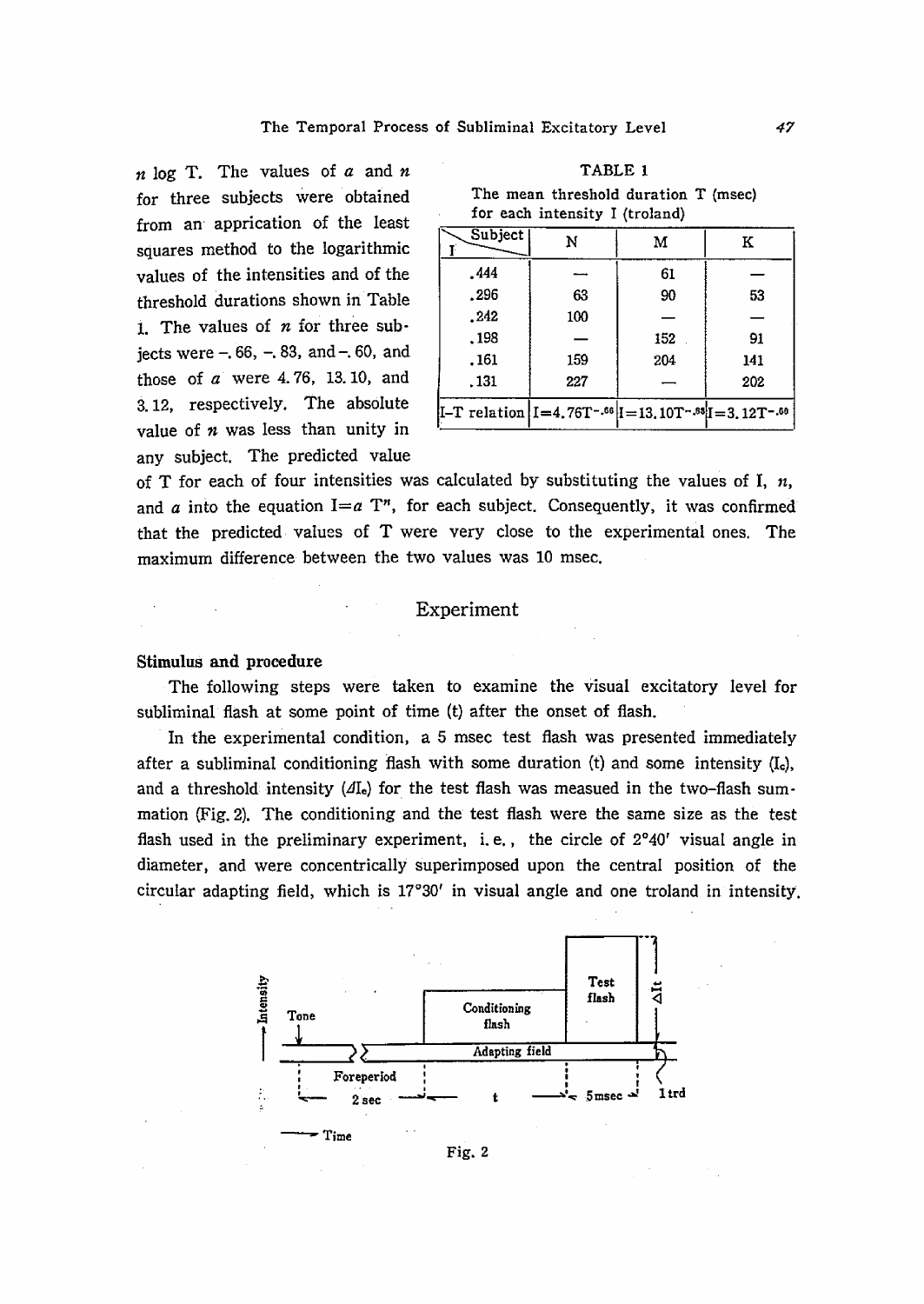$n \log T$. The values of $a$ and $n$ for three subjects were obtained from an apprication of the least squares method to the logarithmic values of the intensities and of the threshold durations shown in Table 1. The values of $n$ for three subjects were $-.66$, $-.83$, and $-.60$, and those of $a$ were 4.76, 13.10, and 3.12, respectively. The absolute value of $n$ was less than unity in any subject. The predicted value of T for each of four intensities was calculated by substituting the values of I, $n$, and $a$ into the equation $I=a\ T^n$, for each subject. Consequently, it was confirmed that the predicted values of T were very close to the experimental ones. The maximum difference between the two values was 10 msec.

TABLE 1

The mean threshold duration T (msec) for each intensity I (troland)

| I \ Subject | N | M | K |
|---|---|---|---|
| .444 | — | 61 | — |
| .296 | 63 | 90 | 53 |
| .242 | 100 | — | — |
| .198 | — | 152 | 91 |
| .161 | 159 | 204 | 141 |
| .131 | 227 | — | 202 |
| I-T relation | $I=4.76T^{-.66}$ | $I=13.10T^{-.83}$ | $I=3.12T^{-.60}$ |

## Experiment

### Stimulus and procedure

The following steps were taken to examine the visual excitatory level for subliminal flash at some point of time (t) after the onset of flash.

In the experimental condition, a 5 msec test flash was presented immediately after a subliminal conditioning flash with some duration (t) and some intensity ($I_c$), and a threshold intensity ($\Delta I_c$) for the test flash was measued in the two-flash summation (Fig. 2). The conditioning and the test flash were the same size as the test flash used in the preliminary experiment, i. e., the circle of 2°40′ visual angle in diameter, and were concentrically superimposed upon the central position of the circular adapting field, which is 17°30′ in visual angle and one troland in intensity.

Fig. 2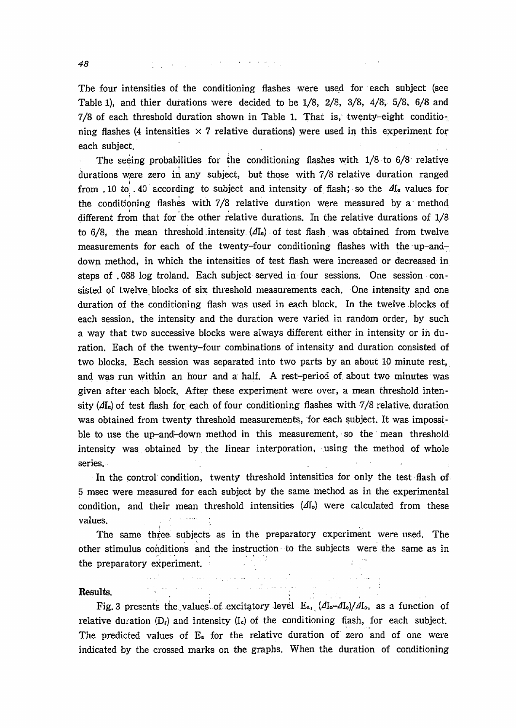The four intensities of the conditioning flashes were used for each subject (see Table 1), and thier durations were decided to be 1/8, 2/8, 3/8, 4/8, 5/8, 6/8 and 7/8 of each threshold duration shown in Table 1. That is, twenty-eight conditioning flashes (4 intensities × 7 relative durations) were used in this experiment for each subject.

The seeing probabilities for the conditioning flashes with 1/8 to 6/8 relative durations were zero in any subject, but those with 7/8 relative duration ranged from .10 to .40 according to subject and intensity of flash; so the $\Delta I_e$ values for the conditioning flashes with 7/8 relative duration were measured by a method different from that for the other relative durations. In the relative durations of 1/8 to 6/8, the mean threshold intensity ($\Delta I_e$) of test flash was obtained from twelve measurements for each of the twenty-four conditioning flashes with the up-and-down method, in which the intensities of test flash were increased or decreased in steps of .088 log troland. Each subject served in four sessions. One session consisted of twelve blocks of six threshold measurements each. One intensity and one duration of the conditioning flash was used in each block. In the twelve blocks of each session, the intensity and the duration were varied in random order, by such a way that two successive blocks were always different either in intensity or in duration. Each of the twenty-four combinations of intensity and duration consisted of two blocks. Each session was separated into two parts by an about 10 minute rest, and was run within an hour and a half. A rest-period of about two minutes was given after each block. After these experiment were over, a mean threshold intensity ($\Delta I_e$) of test flash for each of four conditioning flashes with 7/8 relative duration was obtained from twenty threshold measurements, for each subject. It was impossible to use the up-and-down method in this measurement, so the mean threshold intensity was obtained by the linear interporation, using the method of whole series.

In the control condition, twenty threshold intensities for only the test flash of 5 msec were measured for each subject by the same method as in the experimental condition, and their mean threshold intensities ($\Delta I_o$) were calculated from these values.

The same three subjects as in the preparatory experiment were used. The other stimulus conditions and the instruction to the subjects were the same as in the preparatory experiment.

**Results.**

Fig. 3 presents the values of excitatory level $E_a$, $(\Delta I_o - \Delta I_e)/\Delta I_o$, as a function of relative duration ($D_r$) and intensity ($I_c$) of the conditioning flash, for each subject. The predicted values of $E_a$ for the relative duration of zero and of one were indicated by the crossed marks on the graphs. When the duration of conditioning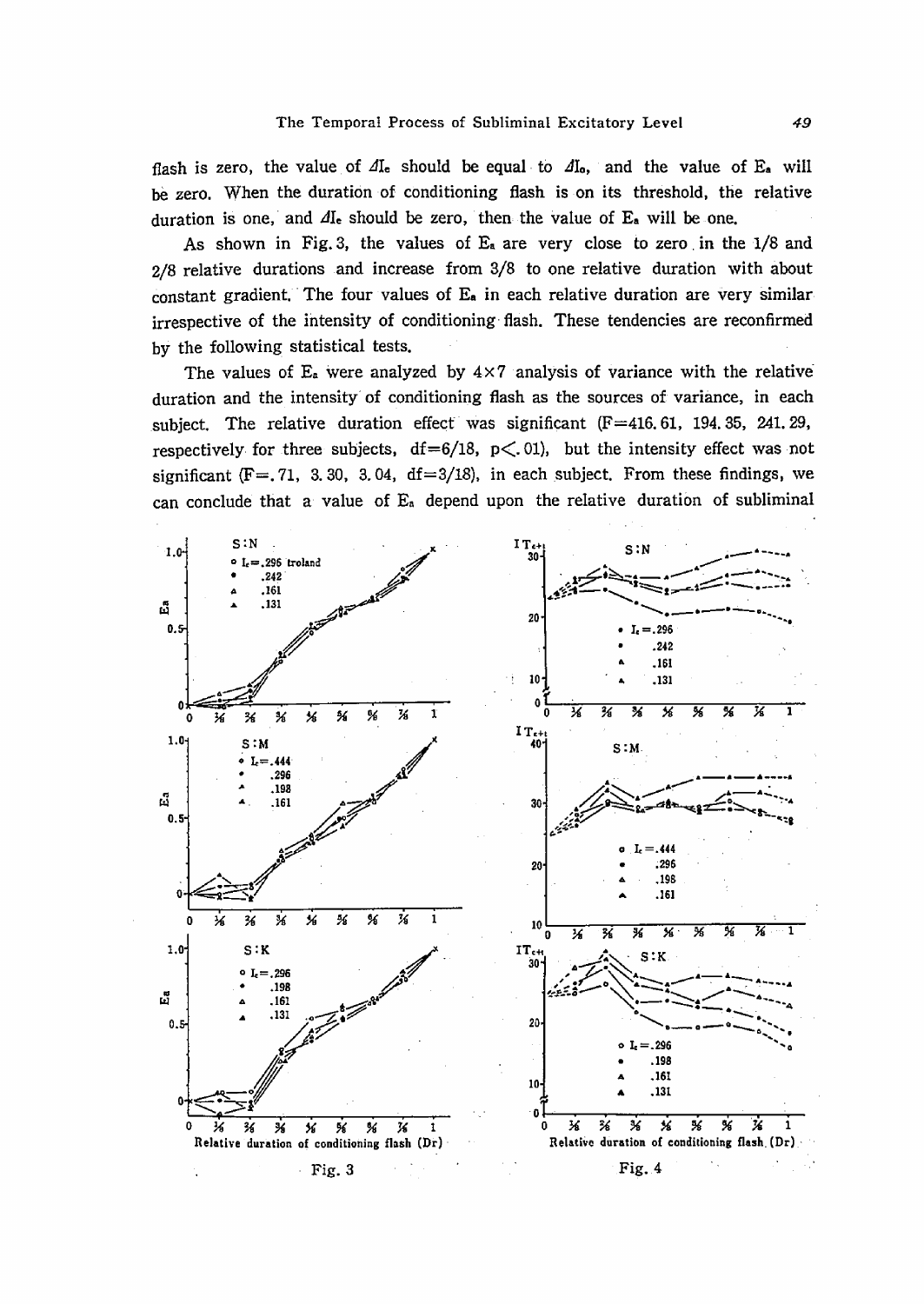flash is zero, the value of $\Delta I_e$ should be equal to $\Delta I_o$, and the value of $E_a$ will be zero. When the duration of conditioning flash is on its threshold, the relative duration is one, and $\Delta I_e$ should be zero, then the value of $E_a$ will be one.

As shown in Fig. 3, the values of $E_a$ are very close to zero in the 1/8 and 2/8 relative durations and increase from 3/8 to one relative duration with about constant gradient. The four values of $E_a$ in each relative duration are very similar irrespective of the intensity of conditioning flash. These tendencies are reconfirmed by the following statistical tests.

The values of $E_a$ were analyzed by 4×7 analysis of variance with the relative duration and the intensity of conditioning flash as the sources of variance, in each subject. The relative duration effect was significant (F=416.61, 194.35, 241.29, respectively for three subjects, df=6/18, $p < .01$), but the intensity effect was not significant (F=.71, 3.30, 3.04, df=3/18), in each subject. From these findings, we can conclude that a value of $E_a$ depend upon the relative duration of subliminal

Fig. 3

Fig. 4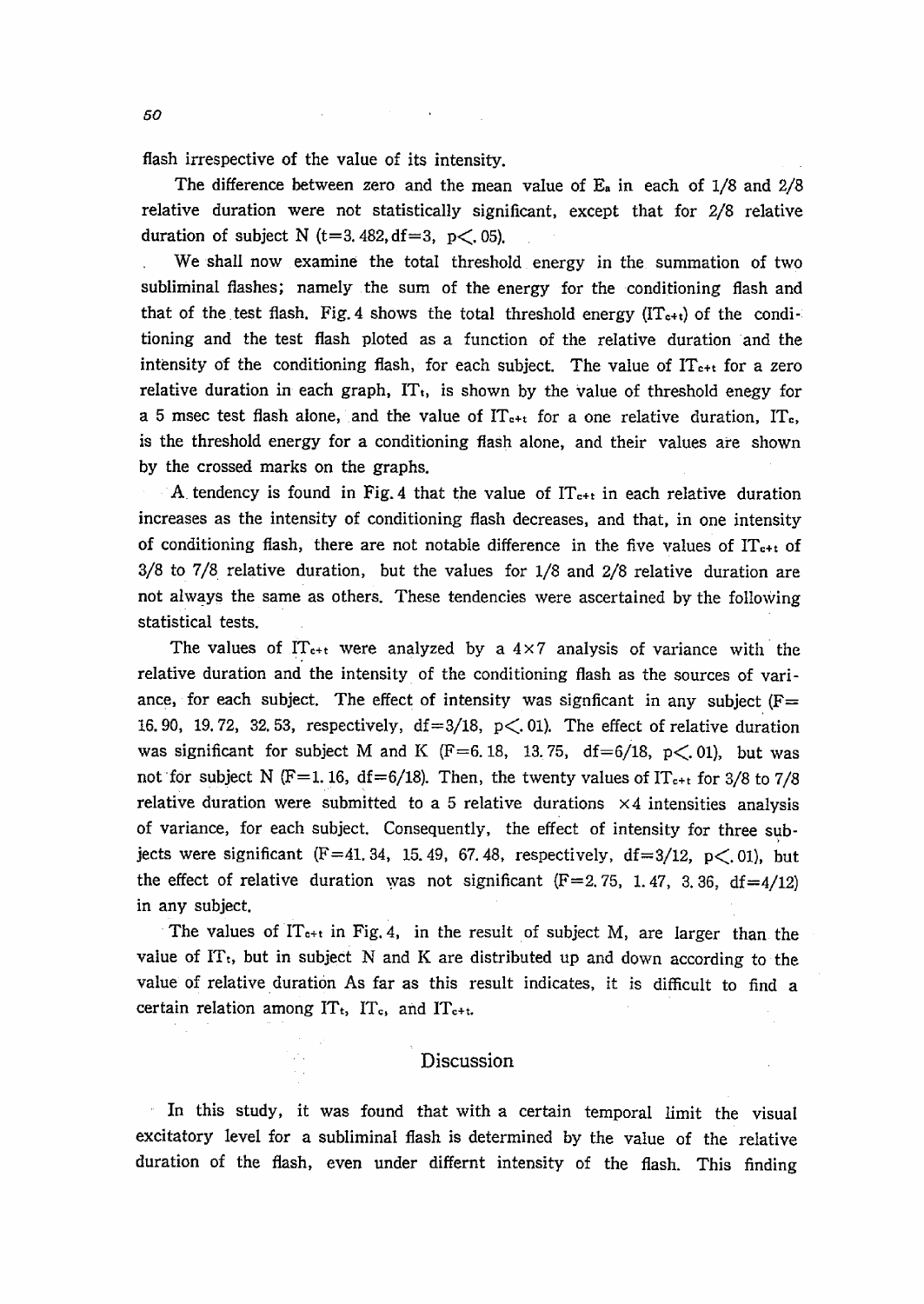flash irrespective of the value of its intensity.

The difference between zero and the mean value of $E_a$ in each of 1/8 and 2/8 relative duration were not statistically significant, except that for 2/8 relative duration of subject N ($t=3.482, df=3, p<.05$).

We shall now examine the total threshold energy in the summation of two subliminal flashes; namely the sum of the energy for the conditioning flash and that of the test flash. Fig. 4 shows the total threshold energy ($IT_{c+t}$) of the conditioning and the test flash ploted as a function of the relative duration and the intensity of the conditioning flash, for each subject. The value of $IT_{c+t}$ for a zero relative duration in each graph, $IT_t$, is shown by the value of threshold enegy for a 5 msec test flash alone, and the value of $IT_{c+t}$ for a one relative duration, $IT_c$, is the threshold energy for a conditioning flash alone, and their values are shown by the crossed marks on the graphs.

A tendency is found in Fig. 4 that the value of $IT_{c+t}$ in each relative duration increases as the intensity of conditioning flash decreases, and that, in one intensity of conditioning flash, there are not notable difference in the five values of $IT_{c+t}$ of 3/8 to 7/8 relative duration, but the values for 1/8 and 2/8 relative duration are not always the same as others. These tendencies were ascertained by the following statistical tests.

The values of $IT_{c+t}$ were analyzed by a $4 \times 7$ analysis of variance with the relative duration and the intensity of the conditioning flash as the sources of variance, for each subject. The effect of intensity was signficant in any subject ($F=16.90$, $19.72$, $32.53$, respectively, $df=3/18$, $p<.01$). The effect of relative duration was significant for subject M and K ($F=6.18$, $13.75$, $df=6/18$, $p<.01$), but was not for subject N ($F=1.16$, $df=6/18$). Then, the twenty values of $IT_{c+t}$ for 3/8 to 7/8 relative duration were submitted to a 5 relative durations $\times 4$ intensities analysis of variance, for each subject. Consequently, the effect of intensity for three subjects were significant ($F=41.34$, $15.49$, $67.48$, respectively, $df=3/12$, $p<.01$), but the effect of relative duration was not significant ($F=2.75$, $1.47$, $3.36$, $df=4/12$) in any subject.

The values of $IT_{c+t}$ in Fig. 4, in the result of subject M, are larger than the value of $IT_t$, but in subject N and K are distributed up and down according to the value of relative duration As far as this result indicates, it is difficult to find a certain relation among $IT_t$, $IT_c$, and $IT_{c+t}$.

## Discussion

In this study, it was found that with a certain temporal limit the visual excitatory level for a subliminal flash is determined by the value of the relative duration of the flash, even under differnt intensity of the flash. This finding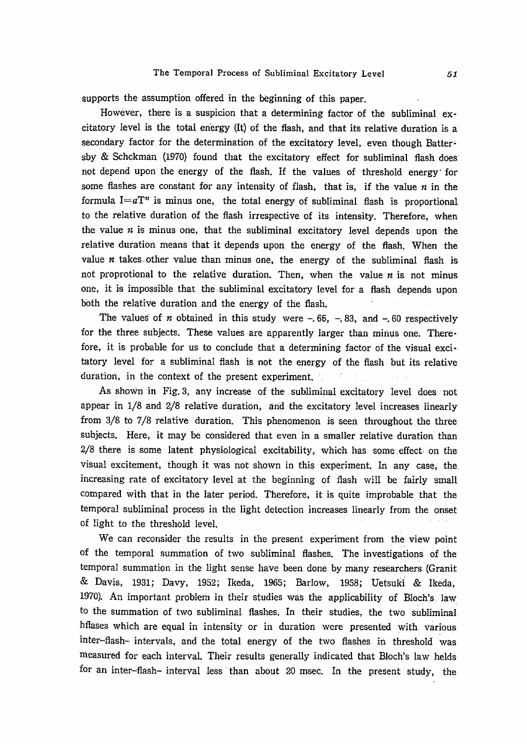supports the assumption offered in the beginning of this paper.

However, there is a suspicion that a determining factor of the subliminal excitatory level is the total energy (It) of the flash, and that its relative duration is a secondary factor for the determination of the excitatory level, even though Battersby & Schckman (1970) found that the excitatory effect for subliminal flash does not depend upon the energy of the flash. If the values of threshold energy for some flashes are constant for any intensity of flash, that is, if the value $n$ in the formula $I=aT^n$ is minus one, the total energy of subliminal flash is proportional to the relative duration of the flash irrespective of its intensity. Therefore, when the value $n$ is minus one, that the subliminal excitatory level depends upon the relative duration means that it depends upon the energy of the flash. When the value $n$ takes other value than minus one, the energy of the subliminal flash is not proprotional to the relative duration. Then, when the value $n$ is not minus one, it is impossible that the subliminal excitatory level for a flash depends upon both the relative duration and the energy of the flash.

The values of $n$ obtained in this study were $-.66$, $-.83$, and $-.60$ respectively for the three subjects. These values are apparently larger than minus one. Therefore, it is probable for us to conclude that a determining factor of the visual excitatory level for a subliminal flash is not the energy of the flash but its relative duration, in the context of the present experiment.

As shown in Fig. 3, any increase of the subliminal excitatory level does not appear in 1/8 and 2/8 relative duration, and the excitatory level increases linearly from 3/8 to 7/8 relative duration. This phenomenon is seen throughout the three subjects. Here, it may be considered that even in a smaller relative duration than 2/8 there is some latent physiological excitability, which has some effect on the visual excitement, though it was not shown in this experiment. In any case, the increasing rate of excitatory level at the beginning of flash will be fairly small compared with that in the later period. Therefore, it is quite improbable that the temporal subliminal process in the light detection increases linearly from the onset of light to the threshold level.

We can reconsider the results in the present experiment from the view point of the temporal summation of two subliminal flashes. The investigations of the temporal summation in the light sense have been done by many researchers (Granit & Davis, 1931; Davy, 1952; Ikeda, 1965; Barlow, 1958; Uetsuki & Ikeda, 1970). An important problem in their studies was the applicability of Bloch's law to the summation of two subliminal flashes. In their studies, the two subliminal hflases which are equal in intensity or in duration were presented with various inter-flash- intervals, and the total energy of the two flashes in threshold was measured for each interval. Their results generally indicated that Bloch's law helds for an inter-flash- interval less than about 20 msec. In the present study, the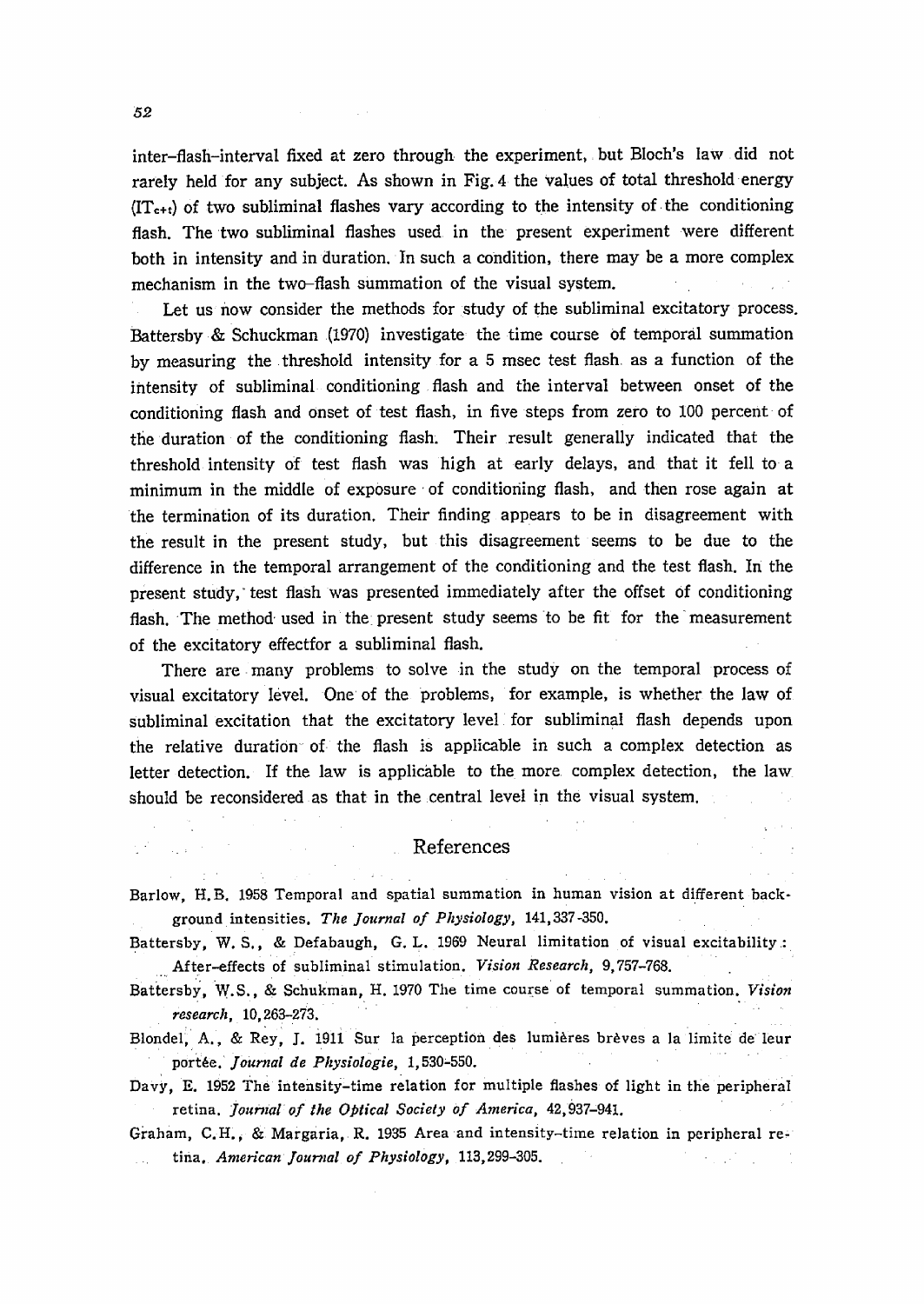inter-flash-interval fixed at zero through the experiment, but Bloch's law did not rarely held for any subject. As shown in Fig. 4 the values of total threshold energy ($IT_{c+t}$) of two subliminal flashes vary according to the intensity of the conditioning flash. The two subliminal flashes used in the present experiment were different both in intensity and in duration. In such a condition, there may be a more complex mechanism in the two-flash summation of the visual system.

Let us now consider the methods for study of the subliminal excitatory process. Battersby & Schuckman (1970) investigate the time course of temporal summation by measuring the threshold intensity for a 5 msec test flash as a function of the intensity of subliminal conditioning flash and the interval between onset of the conditioning flash and onset of test flash, in five steps from zero to 100 percent of the duration of the conditioning flash. Their result generally indicated that the threshold intensity of test flash was high at early delays, and that it fell to a minimum in the middle of exposure of conditioning flash, and then rose again at the termination of its duration. Their finding appears to be in disagreement with the result in the present study, but this disagreement seems to be due to the difference in the temporal arrangement of the conditioning and the test flash. In the present study, test flash was presented immediately after the offset of conditioning flash. The method used in the present study seems to be fit for the measurement of the excitatory effectfor a subliminal flash.

There are many problems to solve in the study on the temporal process of visual excitatory level. One of the problems, for example, is whether the law of subliminal excitation that the excitatory level for subliminal flash depends upon the relative duration of the flash is applicable in such a complex detection as letter detection. If the law is applicable to the more complex detection, the law should be reconsidered as that in the central level in the visual system.

## References

Barlow, H. B. 1958 Temporal and spatial summation in human vision at different background intensities. *The Journal of Physiology*, 141, 337-350.

Battersby, W. S., & Defabaugh, G. L. 1969 Neural limitation of visual excitability: After-effects of subliminal stimulation. *Vision Research*, 9, 757-768.

Battersby, W. S., & Schukman, H. 1970 The time course of temporal summation. *Vision research*, 10, 263-273.

Blondel, A., & Rey, J. 1911 Sur la perception des lumières brèves a la limite de leur portée. *Journal de Physiologie*, 1, 530-550.

Davy, E. 1952 The intensity-time relation for multiple flashes of light in the peripheral retina. *Journal of the Optical Society of America*, 42, 937-941.

Graham, C. H., & Margaria, R. 1935 Area and intensity-time relation in peripheral retina. *American Journal of Physiology*, 113, 299-305.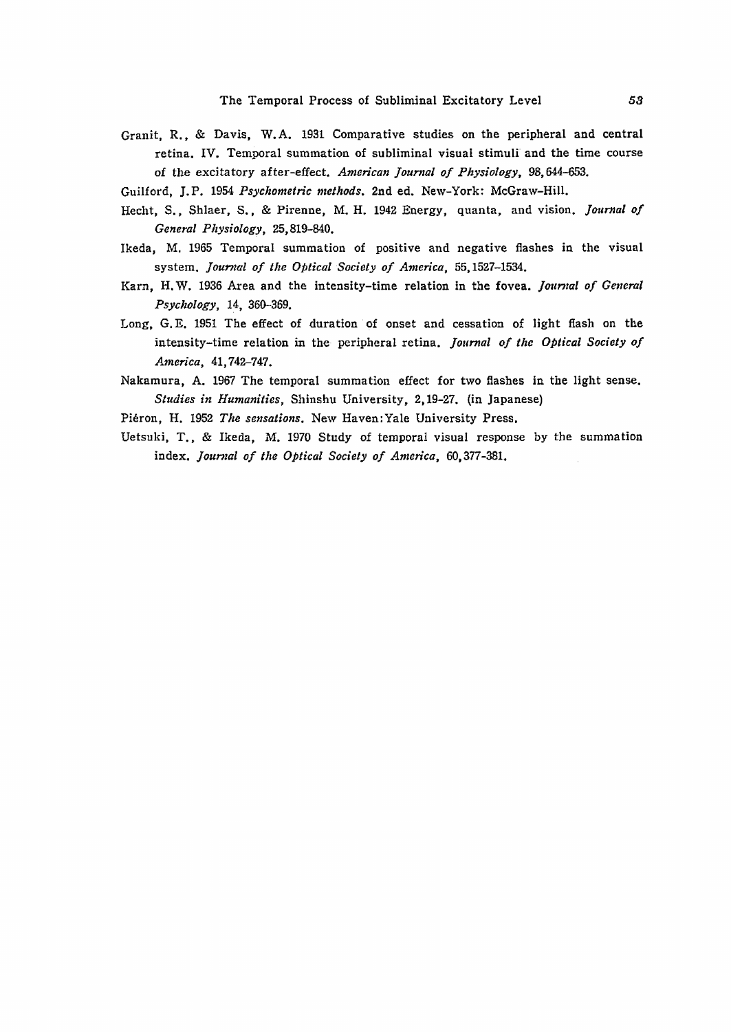Granit, R., & Davis, W. A. 1931 Comparative studies on the peripheral and central retina. IV. Temporal summation of subliminal visual stimuli and the time course of the excitatory after-effect. *American Journal of Physiology*, 98, 644-653.

Guilford, J. P. 1954 *Psychometric methods*. 2nd ed. New-York: McGraw-Hill.

Hecht, S., Shlaer, S., & Pirenne, M. H. 1942 Energy, quanta, and vision. *Journal of General Physiology*, 25, 819-840.

Ikeda, M. 1965 Temporal summation of positive and negative flashes in the visual system. *Journal of the Optical Society of America*, 55, 1527-1534.

Karn, H. W. 1936 Area and the intensity-time relation in the fovea. *Journal of General Psychology*, 14, 360-369.

Long, G. E. 1951 The effect of duration of onset and cessation of light flash on the intensity-time relation in the peripheral retina. *Journal of the Optical Society of America*, 41, 742-747.

Nakamura, A. 1967 The temporal summation effect for two flashes in the light sense. *Studies in Humanities*, Shinshu University, 2, 19-27. (in Japanese)

Piéron, H. 1952 *The sensations*. New Haven: Yale University Press.

Uetsuki, T., & Ikeda, M. 1970 Study of temporal visual response by the summation index. *Journal of the Optical Society of America*, 60, 377-381.